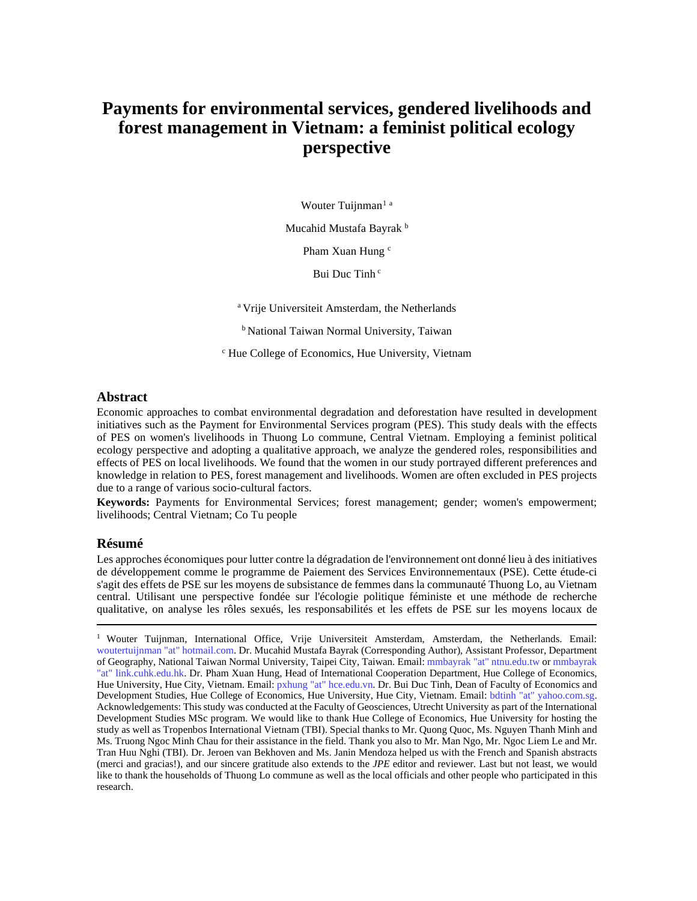# Payments for environmental services, gendered livelihoods and forest management in Vietnam: a feminist political ecology perspective

Wouter Tuijnman[1] [a]

Mucahid Mustafa Bayrak [b]

Pham Xuan Hung [c]

Bui Duc Tinh [c]

[a] Vrije Universiteit Amsterdam, the Netherlands

[b] National Taiwan Normal University, Taiwan

[c] Hue College of Economics, Hue University, Vietnam

## Abstract

Economic approaches to combat environmental degradation and deforestation have resulted in development initiatives such as the Payment for Environmental Services program (PES). This study deals with the effects of PES on women's livelihoods in Thuong Lo commune, Central Vietnam. Employing a feminist political ecology perspective and adopting a qualitative approach, we analyze the gendered roles, responsibilities and effects of PES on local livelihoods. We found that the women in our study portrayed different preferences and knowledge in relation to PES, forest management and livelihoods. Women are often excluded in PES projects due to a range of various socio-cultural factors.

**Keywords:** Payments for Environmental Services; forest management; gender; women's empowerment; livelihoods; Central Vietnam; Co Tu people

## Résumé

Les approches économiques pour lutter contre la dégradation de l'environnement ont donné lieu à des initiatives de développement comme le programme de Paiement des Services Environnementaux (PSE). Cette étude-ci s'agit des effets de PSE sur les moyens de subsistance de femmes dans la communauté Thuong Lo, au Vietnam central. Utilisant une perspective fondée sur l'écologie politique féministe et une méthode de recherche qualitative, on analyse les rôles sexués, les responsabilités et les effets de PSE sur les moyens locaux de

---

[1] Wouter Tuijnman, International Office, Vrije Universiteit Amsterdam, Amsterdam, the Netherlands. Email: woutertuijnman "at" hotmail.com. Dr. Mucahid Mustafa Bayrak (Corresponding Author), Assistant Professor, Department of Geography, National Taiwan Normal University, Taipei City, Taiwan. Email: mmbayrak "at" ntnu.edu.tw or mmbayrak "at" link.cuhk.edu.hk. Dr. Pham Xuan Hung, Head of International Cooperation Department, Hue College of Economics, Hue University, Hue City, Vietnam. Email: pxhung "at" hce.edu.vn. Dr. Bui Duc Tinh, Dean of Faculty of Economics and Development Studies, Hue College of Economics, Hue University, Hue City, Vietnam. Email: bdtinh "at" yahoo.com.sg. Acknowledgements: This study was conducted at the Faculty of Geosciences, Utrecht University as part of the International Development Studies MSc program. We would like to thank Hue College of Economics, Hue University for hosting the study as well as Tropenbos International Vietnam (TBI). Special thanks to Mr. Quong Quoc, Ms. Nguyen Thanh Minh and Ms. Truong Ngoc Minh Chau for their assistance in the field. Thank you also to Mr. Man Ngo, Mr. Ngoc Liem Le and Mr. Tran Huu Nghi (TBI). Dr. Jeroen van Bekhoven and Ms. Janin Mendoza helped us with the French and Spanish abstracts (merci and gracias!), and our sincere gratitude also extends to the *JPE* editor and reviewer. Last but not least, we would like to thank the households of Thuong Lo commune as well as the local officials and other people who participated in this research.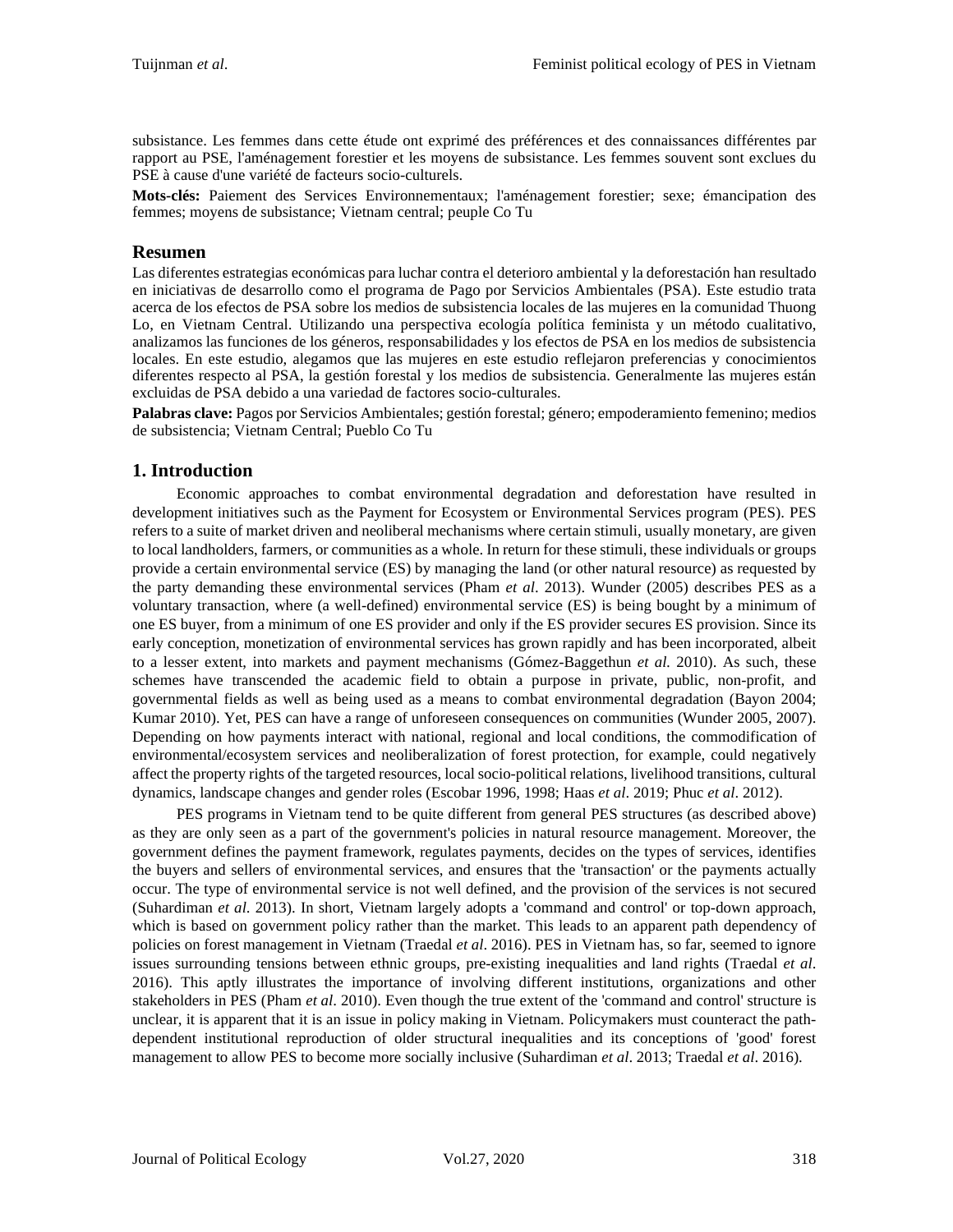subsistance. Les femmes dans cette étude ont exprimé des préférences et des connaissances différentes par rapport au PSE, l'aménagement forestier et les moyens de subsistance. Les femmes souvent sont exclues du PSE à cause d'une variété de facteurs socio-culturels.

**Mots-clés:** Paiement des Services Environnementaux; l'aménagement forestier; sexe; émancipation des femmes; moyens de subsistance; Vietnam central; peuple Co Tu

## Resumen

Las diferentes estrategias económicas para luchar contra el deterioro ambiental y la deforestación han resultado en iniciativas de desarrollo como el programa de Pago por Servicios Ambientales (PSA). Este estudio trata acerca de los efectos de PSA sobre los medios de subsistencia locales de las mujeres en la comunidad Thuong Lo, en Vietnam Central. Utilizando una perspectiva ecología política feminista y un método cualitativo, analizamos las funciones de los géneros, responsabilidades y los efectos de PSA en los medios de subsistencia locales. En este estudio, alegamos que las mujeres en este estudio reflejaron preferencias y conocimientos diferentes respecto al PSA, la gestión forestal y los medios de subsistencia. Generalmente las mujeres están excluidas de PSA debido a una variedad de factores socio-culturales.

**Palabras clave:** Pagos por Servicios Ambientales; gestión forestal; género; empoderamiento femenino; medios de subsistencia; Vietnam Central; Pueblo Co Tu

## 1. Introduction

Economic approaches to combat environmental degradation and deforestation have resulted in development initiatives such as the Payment for Ecosystem or Environmental Services program (PES). PES refers to a suite of market driven and neoliberal mechanisms where certain stimuli, usually monetary, are given to local landholders, farmers, or communities as a whole. In return for these stimuli, these individuals or groups provide a certain environmental service (ES) by managing the land (or other natural resource) as requested by the party demanding these environmental services (Pham *et al*. 2013). Wunder (2005) describes PES as a voluntary transaction, where (a well-defined) environmental service (ES) is being bought by a minimum of one ES buyer, from a minimum of one ES provider and only if the ES provider secures ES provision. Since its early conception, monetization of environmental services has grown rapidly and has been incorporated, albeit to a lesser extent, into markets and payment mechanisms (Gómez-Baggethun *et al*. 2010). As such, these schemes have transcended the academic field to obtain a purpose in private, public, non-profit, and governmental fields as well as being used as a means to combat environmental degradation (Bayon 2004; Kumar 2010). Yet, PES can have a range of unforeseen consequences on communities (Wunder 2005, 2007). Depending on how payments interact with national, regional and local conditions, the commodification of environmental/ecosystem services and neoliberalization of forest protection, for example, could negatively affect the property rights of the targeted resources, local socio-political relations, livelihood transitions, cultural dynamics, landscape changes and gender roles (Escobar 1996, 1998; Haas *et al*. 2019; Phuc *et al*. 2012).

PES programs in Vietnam tend to be quite different from general PES structures (as described above) as they are only seen as a part of the government's policies in natural resource management. Moreover, the government defines the payment framework, regulates payments, decides on the types of services, identifies the buyers and sellers of environmental services, and ensures that the 'transaction' or the payments actually occur. The type of environmental service is not well defined, and the provision of the services is not secured (Suhardiman *et al*. 2013). In short, Vietnam largely adopts a 'command and control' or top-down approach, which is based on government policy rather than the market. This leads to an apparent path dependency of policies on forest management in Vietnam (Traedal *et al*. 2016). PES in Vietnam has, so far, seemed to ignore issues surrounding tensions between ethnic groups, pre-existing inequalities and land rights (Traedal *et al*. 2016). This aptly illustrates the importance of involving different institutions, organizations and other stakeholders in PES (Pham *et al*. 2010). Even though the true extent of the 'command and control' structure is unclear, it is apparent that it is an issue in policy making in Vietnam. Policymakers must counteract the path-dependent institutional reproduction of older structural inequalities and its conceptions of 'good' forest management to allow PES to become more socially inclusive (Suhardiman *et al*. 2013; Traedal *et al*. 2016).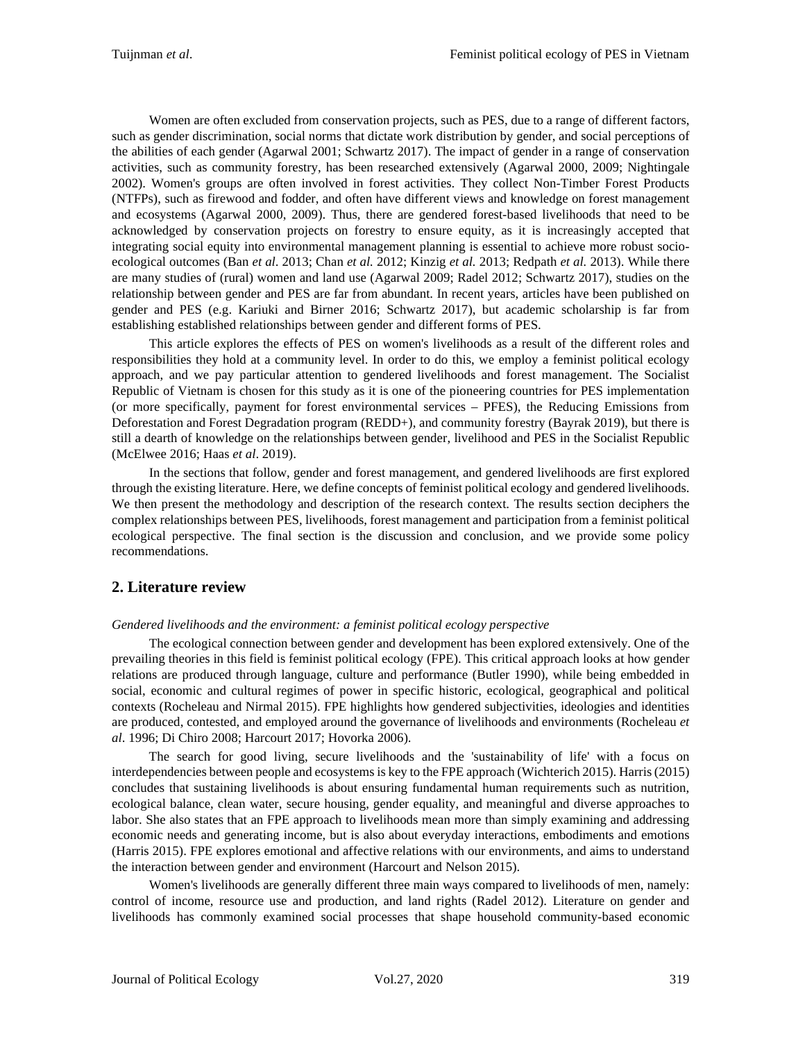Women are often excluded from conservation projects, such as PES, due to a range of different factors, such as gender discrimination, social norms that dictate work distribution by gender, and social perceptions of the abilities of each gender (Agarwal 2001; Schwartz 2017). The impact of gender in a range of conservation activities, such as community forestry, has been researched extensively (Agarwal 2000, 2009; Nightingale 2002). Women's groups are often involved in forest activities. They collect Non-Timber Forest Products (NTFPs), such as firewood and fodder, and often have different views and knowledge on forest management and ecosystems (Agarwal 2000, 2009). Thus, there are gendered forest-based livelihoods that need to be acknowledged by conservation projects on forestry to ensure equity, as it is increasingly accepted that integrating social equity into environmental management planning is essential to achieve more robust socio-ecological outcomes (Ban *et al*. 2013; Chan *et al.* 2012; Kinzig *et al.* 2013; Redpath *et al.* 2013). While there are many studies of (rural) women and land use (Agarwal 2009; Radel 2012; Schwartz 2017), studies on the relationship between gender and PES are far from abundant. In recent years, articles have been published on gender and PES (e.g. Kariuki and Birner 2016; Schwartz 2017), but academic scholarship is far from establishing established relationships between gender and different forms of PES.

This article explores the effects of PES on women's livelihoods as a result of the different roles and responsibilities they hold at a community level. In order to do this, we employ a feminist political ecology approach, and we pay particular attention to gendered livelihoods and forest management. The Socialist Republic of Vietnam is chosen for this study as it is one of the pioneering countries for PES implementation (or more specifically, payment for forest environmental services – PFES), the Reducing Emissions from Deforestation and Forest Degradation program (REDD+), and community forestry (Bayrak 2019), but there is still a dearth of knowledge on the relationships between gender, livelihood and PES in the Socialist Republic (McElwee 2016; Haas *et al*. 2019).

In the sections that follow, gender and forest management, and gendered livelihoods are first explored through the existing literature. Here, we define concepts of feminist political ecology and gendered livelihoods. We then present the methodology and description of the research context. The results section deciphers the complex relationships between PES, livelihoods, forest management and participation from a feminist political ecological perspective. The final section is the discussion and conclusion, and we provide some policy recommendations.

## 2. Literature review

*Gendered livelihoods and the environment: a feminist political ecology perspective*

The ecological connection between gender and development has been explored extensively. One of the prevailing theories in this field is feminist political ecology (FPE). This critical approach looks at how gender relations are produced through language, culture and performance (Butler 1990), while being embedded in social, economic and cultural regimes of power in specific historic, ecological, geographical and political contexts (Rocheleau and Nirmal 2015). FPE highlights how gendered subjectivities, ideologies and identities are produced, contested, and employed around the governance of livelihoods and environments (Rocheleau *et al*. 1996; Di Chiro 2008; Harcourt 2017; Hovorka 2006).

The search for good living, secure livelihoods and the 'sustainability of life' with a focus on interdependencies between people and ecosystems is key to the FPE approach (Wichterich 2015). Harris (2015) concludes that sustaining livelihoods is about ensuring fundamental human requirements such as nutrition, ecological balance, clean water, secure housing, gender equality, and meaningful and diverse approaches to labor. She also states that an FPE approach to livelihoods mean more than simply examining and addressing economic needs and generating income, but is also about everyday interactions, embodiments and emotions (Harris 2015). FPE explores emotional and affective relations with our environments, and aims to understand the interaction between gender and environment (Harcourt and Nelson 2015).

Women's livelihoods are generally different three main ways compared to livelihoods of men, namely: control of income, resource use and production, and land rights (Radel 2012). Literature on gender and livelihoods has commonly examined social processes that shape household community-based economic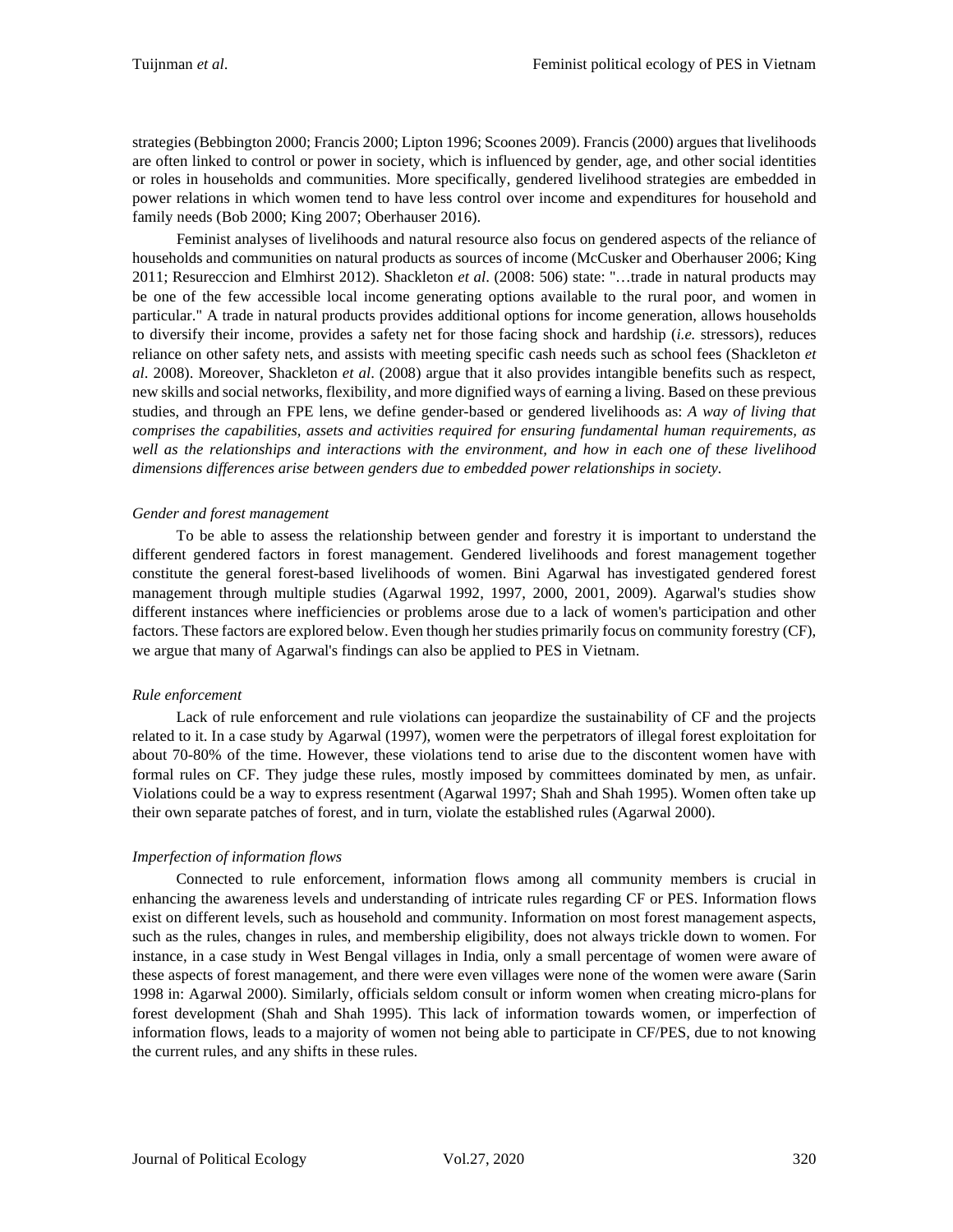strategies (Bebbington 2000; Francis 2000; Lipton 1996; Scoones 2009). Francis (2000) argues that livelihoods are often linked to control or power in society, which is influenced by gender, age, and other social identities or roles in households and communities. More specifically, gendered livelihood strategies are embedded in power relations in which women tend to have less control over income and expenditures for household and family needs (Bob 2000; King 2007; Oberhauser 2016).

Feminist analyses of livelihoods and natural resource also focus on gendered aspects of the reliance of households and communities on natural products as sources of income (McCusker and Oberhauser 2006; King 2011; Resureccion and Elmhirst 2012). Shackleton *et al*. (2008: 506) state: "…trade in natural products may be one of the few accessible local income generating options available to the rural poor, and women in particular." A trade in natural products provides additional options for income generation, allows households to diversify their income, provides a safety net for those facing shock and hardship (*i.e.* stressors), reduces reliance on other safety nets, and assists with meeting specific cash needs such as school fees (Shackleton *et al*. 2008). Moreover, Shackleton *et al*. (2008) argue that it also provides intangible benefits such as respect, new skills and social networks, flexibility, and more dignified ways of earning a living. Based on these previous studies, and through an FPE lens, we define gender-based or gendered livelihoods as: *A way of living that comprises the capabilities, assets and activities required for ensuring fundamental human requirements, as well as the relationships and interactions with the environment, and how in each one of these livelihood dimensions differences arise between genders due to embedded power relationships in society.*

*Gender and forest management*

To be able to assess the relationship between gender and forestry it is important to understand the different gendered factors in forest management. Gendered livelihoods and forest management together constitute the general forest-based livelihoods of women. Bini Agarwal has investigated gendered forest management through multiple studies (Agarwal 1992, 1997, 2000, 2001, 2009). Agarwal's studies show different instances where inefficiencies or problems arose due to a lack of women's participation and other factors. These factors are explored below. Even though her studies primarily focus on community forestry (CF), we argue that many of Agarwal's findings can also be applied to PES in Vietnam.

*Rule enforcement*

Lack of rule enforcement and rule violations can jeopardize the sustainability of CF and the projects related to it. In a case study by Agarwal (1997), women were the perpetrators of illegal forest exploitation for about 70-80% of the time. However, these violations tend to arise due to the discontent women have with formal rules on CF. They judge these rules, mostly imposed by committees dominated by men, as unfair. Violations could be a way to express resentment (Agarwal 1997; Shah and Shah 1995). Women often take up their own separate patches of forest, and in turn, violate the established rules (Agarwal 2000).

*Imperfection of information flows*

Connected to rule enforcement, information flows among all community members is crucial in enhancing the awareness levels and understanding of intricate rules regarding CF or PES. Information flows exist on different levels, such as household and community. Information on most forest management aspects, such as the rules, changes in rules, and membership eligibility, does not always trickle down to women. For instance, in a case study in West Bengal villages in India, only a small percentage of women were aware of these aspects of forest management, and there were even villages were none of the women were aware (Sarin 1998 in: Agarwal 2000). Similarly, officials seldom consult or inform women when creating micro-plans for forest development (Shah and Shah 1995). This lack of information towards women, or imperfection of information flows, leads to a majority of women not being able to participate in CF/PES, due to not knowing the current rules, and any shifts in these rules.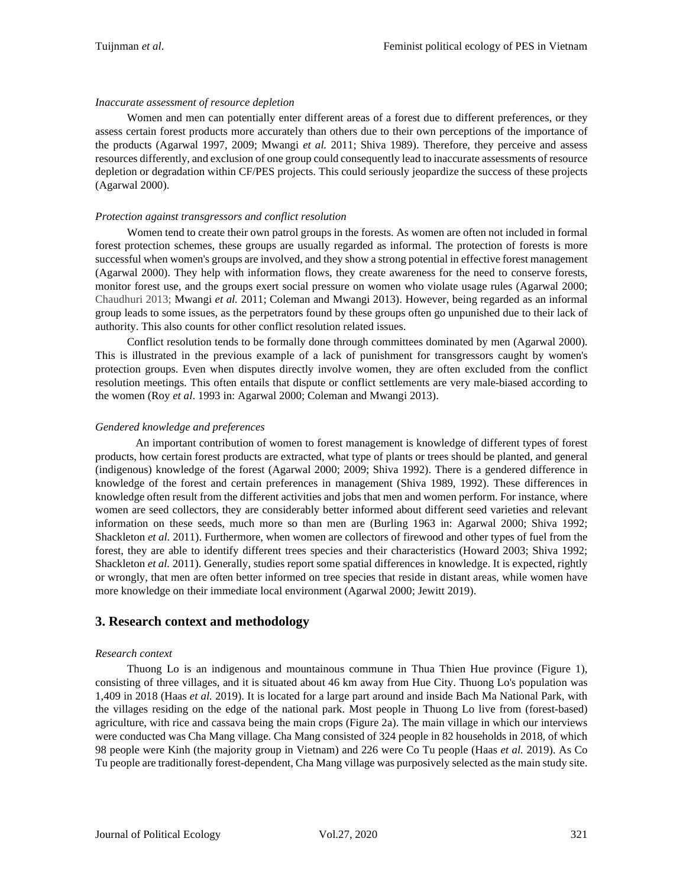*Inaccurate assessment of resource depletion*

Women and men can potentially enter different areas of a forest due to different preferences, or they assess certain forest products more accurately than others due to their own perceptions of the importance of the products (Agarwal 1997, 2009; Mwangi *et al.* 2011; Shiva 1989). Therefore, they perceive and assess resources differently, and exclusion of one group could consequently lead to inaccurate assessments of resource depletion or degradation within CF/PES projects. This could seriously jeopardize the success of these projects (Agarwal 2000).

*Protection against transgressors and conflict resolution*

Women tend to create their own patrol groups in the forests. As women are often not included in formal forest protection schemes, these groups are usually regarded as informal. The protection of forests is more successful when women's groups are involved, and they show a strong potential in effective forest management (Agarwal 2000). They help with information flows, they create awareness for the need to conserve forests, monitor forest use, and the groups exert social pressure on women who violate usage rules (Agarwal 2000; Chaudhuri 2013; Mwangi *et al.* 2011; Coleman and Mwangi 2013). However, being regarded as an informal group leads to some issues, as the perpetrators found by these groups often go unpunished due to their lack of authority. This also counts for other conflict resolution related issues.

Conflict resolution tends to be formally done through committees dominated by men (Agarwal 2000). This is illustrated in the previous example of a lack of punishment for transgressors caught by women's protection groups. Even when disputes directly involve women, they are often excluded from the conflict resolution meetings. This often entails that dispute or conflict settlements are very male-biased according to the women (Roy *et al*. 1993 in: Agarwal 2000; Coleman and Mwangi 2013).

*Gendered knowledge and preferences*

An important contribution of women to forest management is knowledge of different types of forest products, how certain forest products are extracted, what type of plants or trees should be planted, and general (indigenous) knowledge of the forest (Agarwal 2000; 2009; Shiva 1992). There is a gendered difference in knowledge of the forest and certain preferences in management (Shiva 1989, 1992). These differences in knowledge often result from the different activities and jobs that men and women perform. For instance, where women are seed collectors, they are considerably better informed about different seed varieties and relevant information on these seeds, much more so than men are (Burling 1963 in: Agarwal 2000; Shiva 1992; Shackleton *et al.* 2011). Furthermore, when women are collectors of firewood and other types of fuel from the forest, they are able to identify different trees species and their characteristics (Howard 2003; Shiva 1992; Shackleton *et al.* 2011). Generally, studies report some spatial differences in knowledge. It is expected, rightly or wrongly, that men are often better informed on tree species that reside in distant areas, while women have more knowledge on their immediate local environment (Agarwal 2000; Jewitt 2019).

## 3. Research context and methodology

*Research context*

Thuong Lo is an indigenous and mountainous commune in Thua Thien Hue province (Figure 1), consisting of three villages, and it is situated about 46 km away from Hue City. Thuong Lo's population was 1,409 in 2018 (Haas *et al.* 2019). It is located for a large part around and inside Bach Ma National Park, with the villages residing on the edge of the national park. Most people in Thuong Lo live from (forest-based) agriculture, with rice and cassava being the main crops (Figure 2a). The main village in which our interviews were conducted was Cha Mang village. Cha Mang consisted of 324 people in 82 households in 2018, of which 98 people were Kinh (the majority group in Vietnam) and 226 were Co Tu people (Haas *et al.* 2019). As Co Tu people are traditionally forest-dependent, Cha Mang village was purposively selected as the main study site.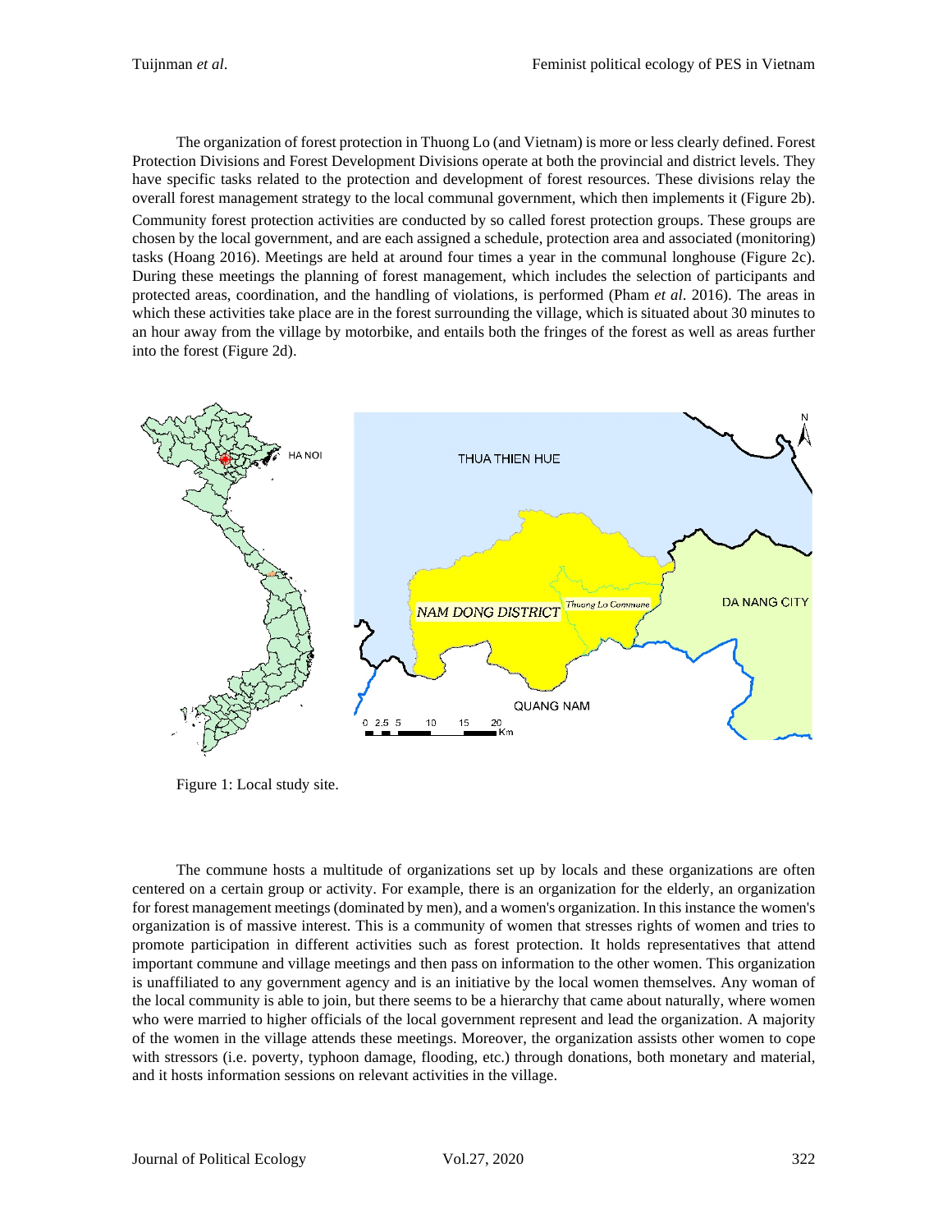The organization of forest protection in Thuong Lo (and Vietnam) is more or less clearly defined. Forest Protection Divisions and Forest Development Divisions operate at both the provincial and district levels. They have specific tasks related to the protection and development of forest resources. These divisions relay the overall forest management strategy to the local communal government, which then implements it (Figure 2b). Community forest protection activities are conducted by so called forest protection groups. These groups are chosen by the local government, and are each assigned a schedule, protection area and associated (monitoring) tasks (Hoang 2016). Meetings are held at around four times a year in the communal longhouse (Figure 2c). During these meetings the planning of forest management, which includes the selection of participants and protected areas, coordination, and the handling of violations, is performed (Pham *et al*. 2016). The areas in which these activities take place are in the forest surrounding the village, which is situated about 30 minutes to an hour away from the village by motorbike, and entails both the fringes of the forest as well as areas further into the forest (Figure 2d).

Figure 1: Local study site.

The commune hosts a multitude of organizations set up by locals and these organizations are often centered on a certain group or activity. For example, there is an organization for the elderly, an organization for forest management meetings (dominated by men), and a women's organization. In this instance the women's organization is of massive interest. This is a community of women that stresses rights of women and tries to promote participation in different activities such as forest protection. It holds representatives that attend important commune and village meetings and then pass on information to the other women. This organization is unaffiliated to any government agency and is an initiative by the local women themselves. Any woman of the local community is able to join, but there seems to be a hierarchy that came about naturally, where women who were married to higher officials of the local government represent and lead the organization. A majority of the women in the village attends these meetings. Moreover, the organization assists other women to cope with stressors (i.e. poverty, typhoon damage, flooding, etc.) through donations, both monetary and material, and it hosts information sessions on relevant activities in the village.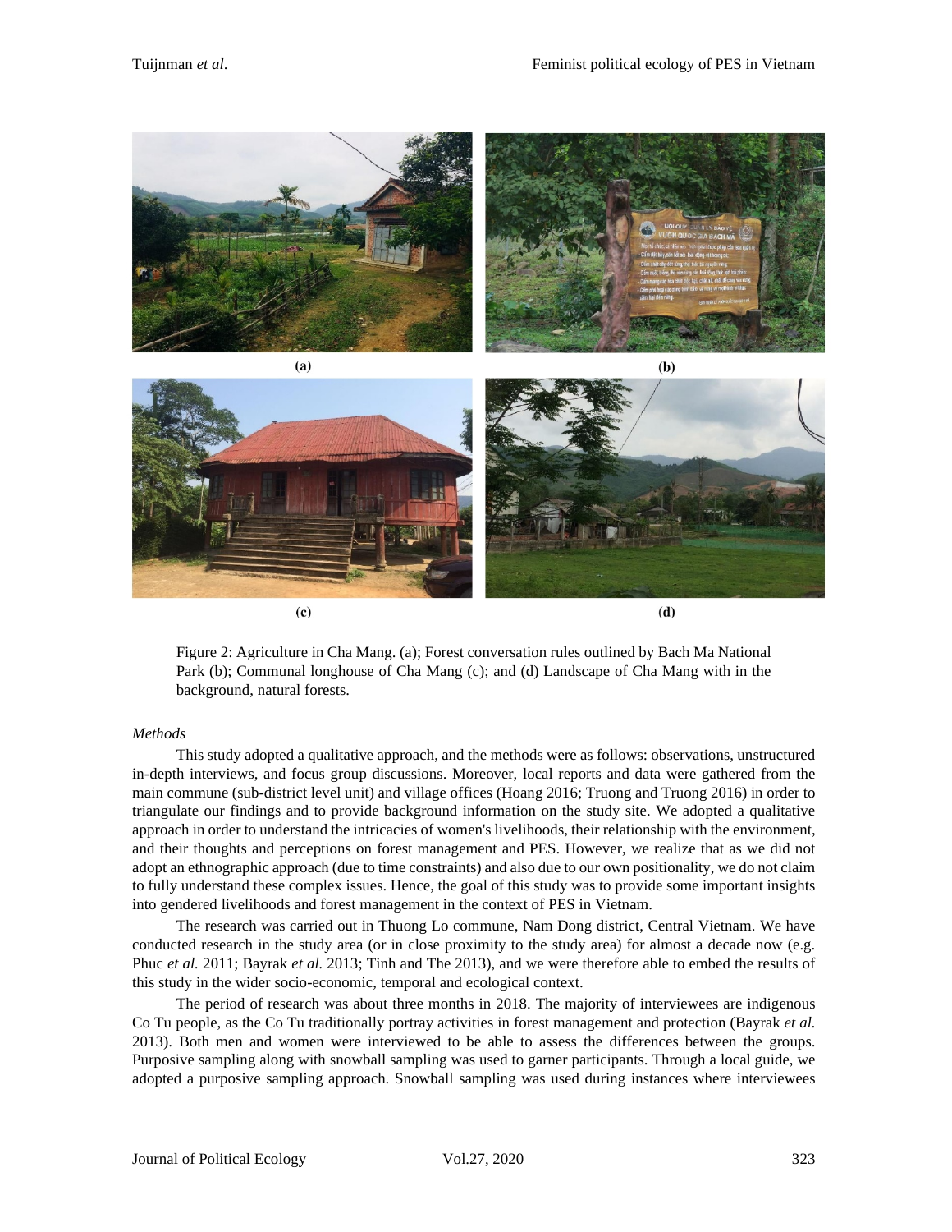(a)

(b)

(c)

(d)

Figure 2: Agriculture in Cha Mang. (a); Forest conversation rules outlined by Bach Ma National Park (b); Communal longhouse of Cha Mang (c); and (d) Landscape of Cha Mang with in the background, natural forests.

*Methods*

This study adopted a qualitative approach, and the methods were as follows: observations, unstructured in-depth interviews, and focus group discussions. Moreover, local reports and data were gathered from the main commune (sub-district level unit) and village offices (Hoang 2016; Truong and Truong 2016) in order to triangulate our findings and to provide background information on the study site. We adopted a qualitative approach in order to understand the intricacies of women's livelihoods, their relationship with the environment, and their thoughts and perceptions on forest management and PES. However, we realize that as we did not adopt an ethnographic approach (due to time constraints) and also due to our own positionality, we do not claim to fully understand these complex issues. Hence, the goal of this study was to provide some important insights into gendered livelihoods and forest management in the context of PES in Vietnam.

The research was carried out in Thuong Lo commune, Nam Dong district, Central Vietnam. We have conducted research in the study area (or in close proximity to the study area) for almost a decade now (e.g. Phuc *et al.* 2011; Bayrak *et al.* 2013; Tinh and The 2013), and we were therefore able to embed the results of this study in the wider socio-economic, temporal and ecological context.

The period of research was about three months in 2018. The majority of interviewees are indigenous Co Tu people, as the Co Tu traditionally portray activities in forest management and protection (Bayrak *et al.* 2013). Both men and women were interviewed to be able to assess the differences between the groups. Purposive sampling along with snowball sampling was used to garner participants. Through a local guide, we adopted a purposive sampling approach. Snowball sampling was used during instances where interviewees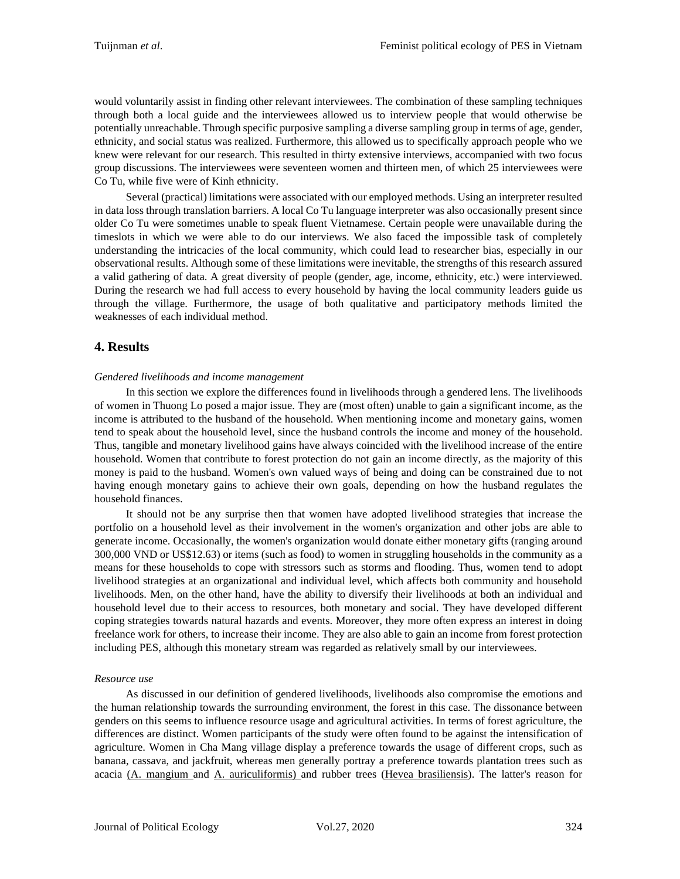would voluntarily assist in finding other relevant interviewees. The combination of these sampling techniques through both a local guide and the interviewees allowed us to interview people that would otherwise be potentially unreachable. Through specific purposive sampling a diverse sampling group in terms of age, gender, ethnicity, and social status was realized. Furthermore, this allowed us to specifically approach people who we knew were relevant for our research. This resulted in thirty extensive interviews, accompanied with two focus group discussions. The interviewees were seventeen women and thirteen men, of which 25 interviewees were Co Tu, while five were of Kinh ethnicity.

Several (practical) limitations were associated with our employed methods. Using an interpreter resulted in data loss through translation barriers. A local Co Tu language interpreter was also occasionally present since older Co Tu were sometimes unable to speak fluent Vietnamese. Certain people were unavailable during the timeslots in which we were able to do our interviews. We also faced the impossible task of completely understanding the intricacies of the local community, which could lead to researcher bias, especially in our observational results. Although some of these limitations were inevitable, the strengths of this research assured a valid gathering of data. A great diversity of people (gender, age, income, ethnicity, etc.) were interviewed. During the research we had full access to every household by having the local community leaders guide us through the village. Furthermore, the usage of both qualitative and participatory methods limited the weaknesses of each individual method.

## 4. Results

*Gendered livelihoods and income management*

In this section we explore the differences found in livelihoods through a gendered lens. The livelihoods of women in Thuong Lo posed a major issue. They are (most often) unable to gain a significant income, as the income is attributed to the husband of the household. When mentioning income and monetary gains, women tend to speak about the household level, since the husband controls the income and money of the household. Thus, tangible and monetary livelihood gains have always coincided with the livelihood increase of the entire household. Women that contribute to forest protection do not gain an income directly, as the majority of this money is paid to the husband. Women's own valued ways of being and doing can be constrained due to not having enough monetary gains to achieve their own goals, depending on how the husband regulates the household finances.

It should not be any surprise then that women have adopted livelihood strategies that increase the portfolio on a household level as their involvement in the women's organization and other jobs are able to generate income. Occasionally, the women's organization would donate either monetary gifts (ranging around 300,000 VND or US$12.63) or items (such as food) to women in struggling households in the community as a means for these households to cope with stressors such as storms and flooding. Thus, women tend to adopt livelihood strategies at an organizational and individual level, which affects both community and household livelihoods. Men, on the other hand, have the ability to diversify their livelihoods at both an individual and household level due to their access to resources, both monetary and social. They have developed different coping strategies towards natural hazards and events. Moreover, they more often express an interest in doing freelance work for others, to increase their income. They are also able to gain an income from forest protection including PES, although this monetary stream was regarded as relatively small by our interviewees.

*Resource use*

As discussed in our definition of gendered livelihoods, livelihoods also compromise the emotions and the human relationship towards the surrounding environment, the forest in this case. The dissonance between genders on this seems to influence resource usage and agricultural activities. In terms of forest agriculture, the differences are distinct. Women participants of the study were often found to be against the intensification of agriculture. Women in Cha Mang village display a preference towards the usage of different crops, such as banana, cassava, and jackfruit, whereas men generally portray a preference towards plantation trees such as acacia (A. mangium and A. auriculiformis) and rubber trees (Hevea brasiliensis). The latter's reason for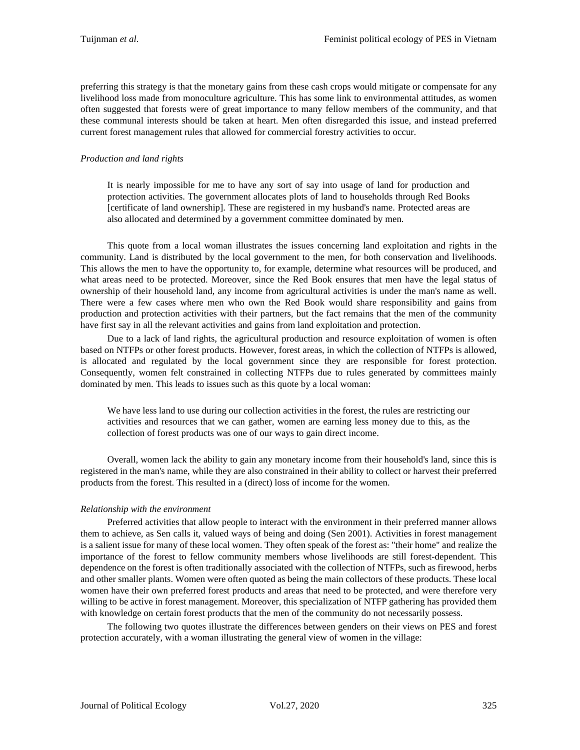preferring this strategy is that the monetary gains from these cash crops would mitigate or compensate for any livelihood loss made from monoculture agriculture. This has some link to environmental attitudes, as women often suggested that forests were of great importance to many fellow members of the community, and that these communal interests should be taken at heart. Men often disregarded this issue, and instead preferred current forest management rules that allowed for commercial forestry activities to occur.

*Production and land rights*

> It is nearly impossible for me to have any sort of say into usage of land for production and protection activities. The government allocates plots of land to households through Red Books [certificate of land ownership]. These are registered in my husband's name. Protected areas are also allocated and determined by a government committee dominated by men.

This quote from a local woman illustrates the issues concerning land exploitation and rights in the community. Land is distributed by the local government to the men, for both conservation and livelihoods. This allows the men to have the opportunity to, for example, determine what resources will be produced, and what areas need to be protected. Moreover, since the Red Book ensures that men have the legal status of ownership of their household land, any income from agricultural activities is under the man's name as well. There were a few cases where men who own the Red Book would share responsibility and gains from production and protection activities with their partners, but the fact remains that the men of the community have first say in all the relevant activities and gains from land exploitation and protection.

Due to a lack of land rights, the agricultural production and resource exploitation of women is often based on NTFPs or other forest products. However, forest areas, in which the collection of NTFPs is allowed, is allocated and regulated by the local government since they are responsible for forest protection. Consequently, women felt constrained in collecting NTFPs due to rules generated by committees mainly dominated by men. This leads to issues such as this quote by a local woman:

> We have less land to use during our collection activities in the forest, the rules are restricting our activities and resources that we can gather, women are earning less money due to this, as the collection of forest products was one of our ways to gain direct income.

Overall, women lack the ability to gain any monetary income from their household's land, since this is registered in the man's name, while they are also constrained in their ability to collect or harvest their preferred products from the forest. This resulted in a (direct) loss of income for the women.

*Relationship with the environment*

Preferred activities that allow people to interact with the environment in their preferred manner allows them to achieve, as Sen calls it, valued ways of being and doing (Sen 2001). Activities in forest management is a salient issue for many of these local women. They often speak of the forest as: "their home" and realize the importance of the forest to fellow community members whose livelihoods are still forest-dependent. This dependence on the forest is often traditionally associated with the collection of NTFPs, such as firewood, herbs and other smaller plants. Women were often quoted as being the main collectors of these products. These local women have their own preferred forest products and areas that need to be protected, and were therefore very willing to be active in forest management. Moreover, this specialization of NTFP gathering has provided them with knowledge on certain forest products that the men of the community do not necessarily possess.

The following two quotes illustrate the differences between genders on their views on PES and forest protection accurately, with a woman illustrating the general view of women in the village: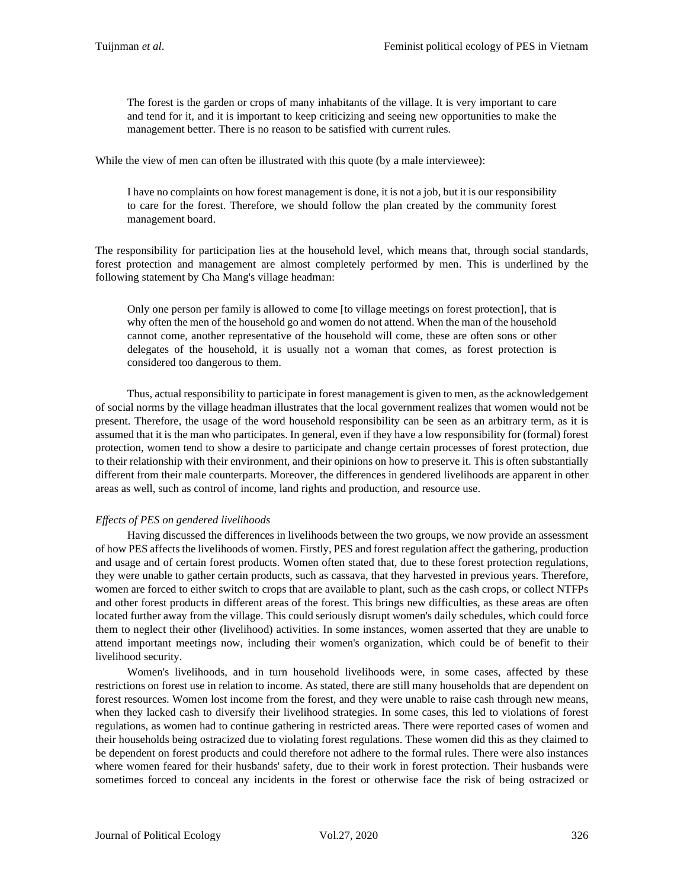> The forest is the garden or crops of many inhabitants of the village. It is very important to care and tend for it, and it is important to keep criticizing and seeing new opportunities to make the management better. There is no reason to be satisfied with current rules.

While the view of men can often be illustrated with this quote (by a male interviewee):

> I have no complaints on how forest management is done, it is not a job, but it is our responsibility to care for the forest. Therefore, we should follow the plan created by the community forest management board.

The responsibility for participation lies at the household level, which means that, through social standards, forest protection and management are almost completely performed by men. This is underlined by the following statement by Cha Mang's village headman:

> Only one person per family is allowed to come [to village meetings on forest protection], that is why often the men of the household go and women do not attend. When the man of the household cannot come, another representative of the household will come, these are often sons or other delegates of the household, it is usually not a woman that comes, as forest protection is considered too dangerous to them.

Thus, actual responsibility to participate in forest management is given to men, as the acknowledgement of social norms by the village headman illustrates that the local government realizes that women would not be present. Therefore, the usage of the word household responsibility can be seen as an arbitrary term, as it is assumed that it is the man who participates. In general, even if they have a low responsibility for (formal) forest protection, women tend to show a desire to participate and change certain processes of forest protection, due to their relationship with their environment, and their opinions on how to preserve it. This is often substantially different from their male counterparts. Moreover, the differences in gendered livelihoods are apparent in other areas as well, such as control of income, land rights and production, and resource use.

*Effects of PES on gendered livelihoods*

Having discussed the differences in livelihoods between the two groups, we now provide an assessment of how PES affects the livelihoods of women. Firstly, PES and forest regulation affect the gathering, production and usage and of certain forest products. Women often stated that, due to these forest protection regulations, they were unable to gather certain products, such as cassava, that they harvested in previous years. Therefore, women are forced to either switch to crops that are available to plant, such as the cash crops, or collect NTFPs and other forest products in different areas of the forest. This brings new difficulties, as these areas are often located further away from the village. This could seriously disrupt women's daily schedules, which could force them to neglect their other (livelihood) activities. In some instances, women asserted that they are unable to attend important meetings now, including their women's organization, which could be of benefit to their livelihood security.

Women's livelihoods, and in turn household livelihoods were, in some cases, affected by these restrictions on forest use in relation to income. As stated, there are still many households that are dependent on forest resources. Women lost income from the forest, and they were unable to raise cash through new means, when they lacked cash to diversify their livelihood strategies. In some cases, this led to violations of forest regulations, as women had to continue gathering in restricted areas. There were reported cases of women and their households being ostracized due to violating forest regulations. These women did this as they claimed to be dependent on forest products and could therefore not adhere to the formal rules. There were also instances where women feared for their husbands' safety, due to their work in forest protection. Their husbands were sometimes forced to conceal any incidents in the forest or otherwise face the risk of being ostracized or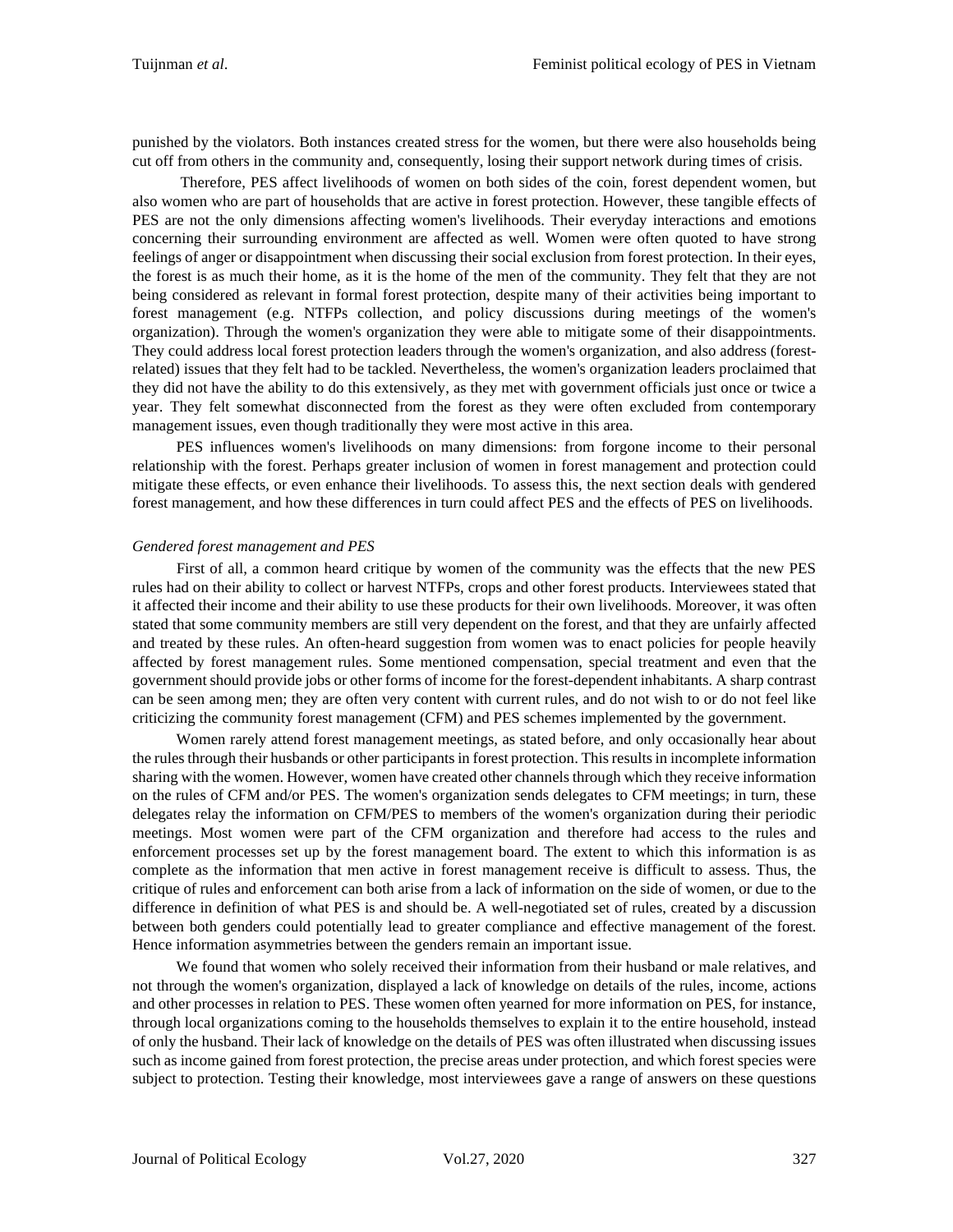punished by the violators. Both instances created stress for the women, but there were also households being cut off from others in the community and, consequently, losing their support network during times of crisis.

Therefore, PES affect livelihoods of women on both sides of the coin, forest dependent women, but also women who are part of households that are active in forest protection. However, these tangible effects of PES are not the only dimensions affecting women's livelihoods. Their everyday interactions and emotions concerning their surrounding environment are affected as well. Women were often quoted to have strong feelings of anger or disappointment when discussing their social exclusion from forest protection. In their eyes, the forest is as much their home, as it is the home of the men of the community. They felt that they are not being considered as relevant in formal forest protection, despite many of their activities being important to forest management (e.g. NTFPs collection, and policy discussions during meetings of the women's organization). Through the women's organization they were able to mitigate some of their disappointments. They could address local forest protection leaders through the women's organization, and also address (forest-related) issues that they felt had to be tackled. Nevertheless, the women's organization leaders proclaimed that they did not have the ability to do this extensively, as they met with government officials just once or twice a year. They felt somewhat disconnected from the forest as they were often excluded from contemporary management issues, even though traditionally they were most active in this area.

PES influences women's livelihoods on many dimensions: from forgone income to their personal relationship with the forest. Perhaps greater inclusion of women in forest management and protection could mitigate these effects, or even enhance their livelihoods. To assess this, the next section deals with gendered forest management, and how these differences in turn could affect PES and the effects of PES on livelihoods.

*Gendered forest management and PES*

First of all, a common heard critique by women of the community was the effects that the new PES rules had on their ability to collect or harvest NTFPs, crops and other forest products. Interviewees stated that it affected their income and their ability to use these products for their own livelihoods. Moreover, it was often stated that some community members are still very dependent on the forest, and that they are unfairly affected and treated by these rules. An often-heard suggestion from women was to enact policies for people heavily affected by forest management rules. Some mentioned compensation, special treatment and even that the government should provide jobs or other forms of income for the forest-dependent inhabitants. A sharp contrast can be seen among men; they are often very content with current rules, and do not wish to or do not feel like criticizing the community forest management (CFM) and PES schemes implemented by the government.

Women rarely attend forest management meetings, as stated before, and only occasionally hear about the rules through their husbands or other participants in forest protection. This results in incomplete information sharing with the women. However, women have created other channels through which they receive information on the rules of CFM and/or PES. The women's organization sends delegates to CFM meetings; in turn, these delegates relay the information on CFM/PES to members of the women's organization during their periodic meetings. Most women were part of the CFM organization and therefore had access to the rules and enforcement processes set up by the forest management board. The extent to which this information is as complete as the information that men active in forest management receive is difficult to assess. Thus, the critique of rules and enforcement can both arise from a lack of information on the side of women, or due to the difference in definition of what PES is and should be. A well-negotiated set of rules, created by a discussion between both genders could potentially lead to greater compliance and effective management of the forest. Hence information asymmetries between the genders remain an important issue.

We found that women who solely received their information from their husband or male relatives, and not through the women's organization, displayed a lack of knowledge on details of the rules, income, actions and other processes in relation to PES. These women often yearned for more information on PES, for instance, through local organizations coming to the households themselves to explain it to the entire household, instead of only the husband. Their lack of knowledge on the details of PES was often illustrated when discussing issues such as income gained from forest protection, the precise areas under protection, and which forest species were subject to protection. Testing their knowledge, most interviewees gave a range of answers on these questions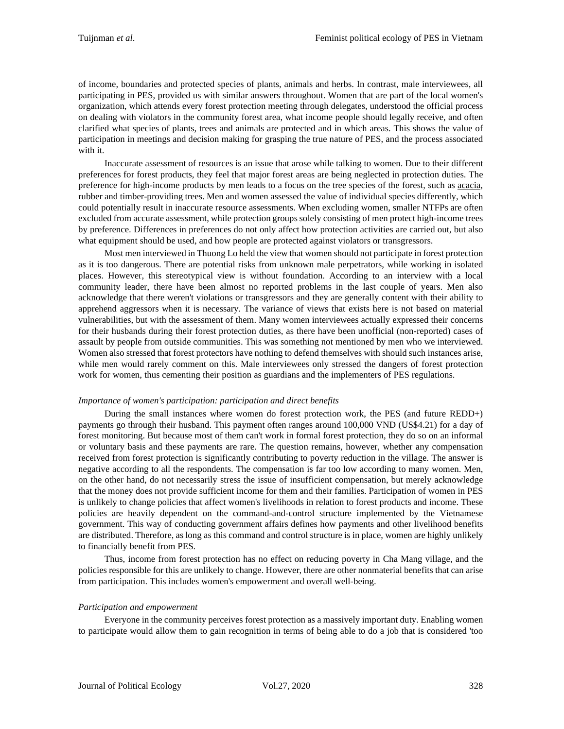of income, boundaries and protected species of plants, animals and herbs. In contrast, male interviewees, all participating in PES, provided us with similar answers throughout. Women that are part of the local women's organization, which attends every forest protection meeting through delegates, understood the official process on dealing with violators in the community forest area, what income people should legally receive, and often clarified what species of plants, trees and animals are protected and in which areas. This shows the value of participation in meetings and decision making for grasping the true nature of PES, and the process associated with it.

Inaccurate assessment of resources is an issue that arose while talking to women. Due to their different preferences for forest products, they feel that major forest areas are being neglected in protection duties. The preference for high-income products by men leads to a focus on the tree species of the forest, such as acacia, rubber and timber-providing trees. Men and women assessed the value of individual species differently, which could potentially result in inaccurate resource assessments. When excluding women, smaller NTFPs are often excluded from accurate assessment, while protection groups solely consisting of men protect high-income trees by preference. Differences in preferences do not only affect how protection activities are carried out, but also what equipment should be used, and how people are protected against violators or transgressors.

Most men interviewed in Thuong Lo held the view that women should not participate in forest protection as it is too dangerous. There are potential risks from unknown male perpetrators, while working in isolated places. However, this stereotypical view is without foundation. According to an interview with a local community leader, there have been almost no reported problems in the last couple of years. Men also acknowledge that there weren't violations or transgressors and they are generally content with their ability to apprehend aggressors when it is necessary. The variance of views that exists here is not based on material vulnerabilities, but with the assessment of them. Many women interviewees actually expressed their concerns for their husbands during their forest protection duties, as there have been unofficial (non-reported) cases of assault by people from outside communities. This was something not mentioned by men who we interviewed. Women also stressed that forest protectors have nothing to defend themselves with should such instances arise, while men would rarely comment on this. Male interviewees only stressed the dangers of forest protection work for women, thus cementing their position as guardians and the implementers of PES regulations.

*Importance of women's participation: participation and direct benefits*

During the small instances where women do forest protection work, the PES (and future REDD+) payments go through their husband. This payment often ranges around 100,000 VND (US$4.21) for a day of forest monitoring. But because most of them can't work in formal forest protection, they do so on an informal or voluntary basis and these payments are rare. The question remains, however, whether any compensation received from forest protection is significantly contributing to poverty reduction in the village. The answer is negative according to all the respondents. The compensation is far too low according to many women. Men, on the other hand, do not necessarily stress the issue of insufficient compensation, but merely acknowledge that the money does not provide sufficient income for them and their families. Participation of women in PES is unlikely to change policies that affect women's livelihoods in relation to forest products and income. These policies are heavily dependent on the command-and-control structure implemented by the Vietnamese government. This way of conducting government affairs defines how payments and other livelihood benefits are distributed. Therefore, as long as this command and control structure is in place, women are highly unlikely to financially benefit from PES.

Thus, income from forest protection has no effect on reducing poverty in Cha Mang village, and the policies responsible for this are unlikely to change. However, there are other nonmaterial benefits that can arise from participation. This includes women's empowerment and overall well-being.

*Participation and empowerment*

Everyone in the community perceives forest protection as a massively important duty. Enabling women to participate would allow them to gain recognition in terms of being able to do a job that is considered 'too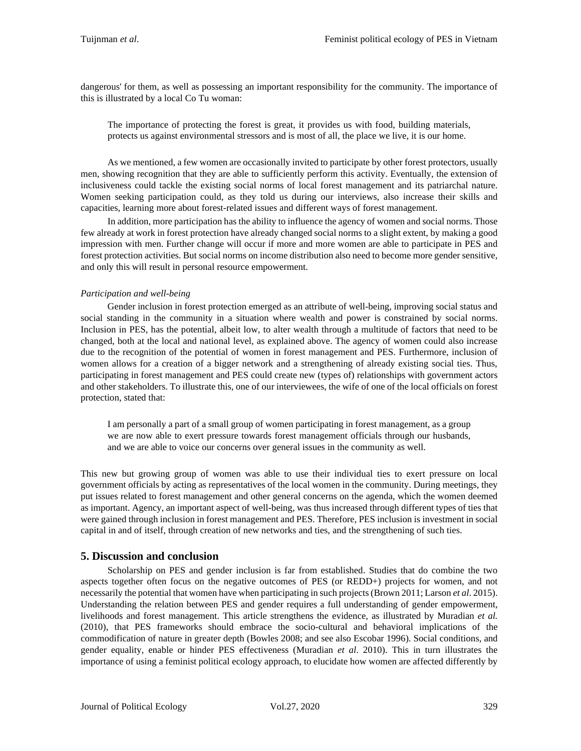dangerous' for them, as well as possessing an important responsibility for the community. The importance of this is illustrated by a local Co Tu woman:

> The importance of protecting the forest is great, it provides us with food, building materials, protects us against environmental stressors and is most of all, the place we live, it is our home.

As we mentioned, a few women are occasionally invited to participate by other forest protectors, usually men, showing recognition that they are able to sufficiently perform this activity. Eventually, the extension of inclusiveness could tackle the existing social norms of local forest management and its patriarchal nature. Women seeking participation could, as they told us during our interviews, also increase their skills and capacities, learning more about forest-related issues and different ways of forest management.

In addition, more participation has the ability to influence the agency of women and social norms. Those few already at work in forest protection have already changed social norms to a slight extent, by making a good impression with men. Further change will occur if more and more women are able to participate in PES and forest protection activities. But social norms on income distribution also need to become more gender sensitive, and only this will result in personal resource empowerment.

*Participation and well-being*

Gender inclusion in forest protection emerged as an attribute of well-being, improving social status and social standing in the community in a situation where wealth and power is constrained by social norms. Inclusion in PES, has the potential, albeit low, to alter wealth through a multitude of factors that need to be changed, both at the local and national level, as explained above. The agency of women could also increase due to the recognition of the potential of women in forest management and PES. Furthermore, inclusion of women allows for a creation of a bigger network and a strengthening of already existing social ties. Thus, participating in forest management and PES could create new (types of) relationships with government actors and other stakeholders. To illustrate this, one of our interviewees, the wife of one of the local officials on forest protection, stated that:

> I am personally a part of a small group of women participating in forest management, as a group we are now able to exert pressure towards forest management officials through our husbands, and we are able to voice our concerns over general issues in the community as well.

This new but growing group of women was able to use their individual ties to exert pressure on local government officials by acting as representatives of the local women in the community. During meetings, they put issues related to forest management and other general concerns on the agenda, which the women deemed as important. Agency, an important aspect of well-being, was thus increased through different types of ties that were gained through inclusion in forest management and PES. Therefore, PES inclusion is investment in social capital in and of itself, through creation of new networks and ties, and the strengthening of such ties.

## 5. Discussion and conclusion

Scholarship on PES and gender inclusion is far from established. Studies that do combine the two aspects together often focus on the negative outcomes of PES (or REDD+) projects for women, and not necessarily the potential that women have when participating in such projects (Brown 2011; Larson *et al*. 2015). Understanding the relation between PES and gender requires a full understanding of gender empowerment, livelihoods and forest management. This article strengthens the evidence, as illustrated by Muradian *et al.* (2010), that PES frameworks should embrace the socio-cultural and behavioral implications of the commodification of nature in greater depth (Bowles 2008; and see also Escobar 1996). Social conditions, and gender equality, enable or hinder PES effectiveness (Muradian *et al*. 2010). This in turn illustrates the importance of using a feminist political ecology approach, to elucidate how women are affected differently by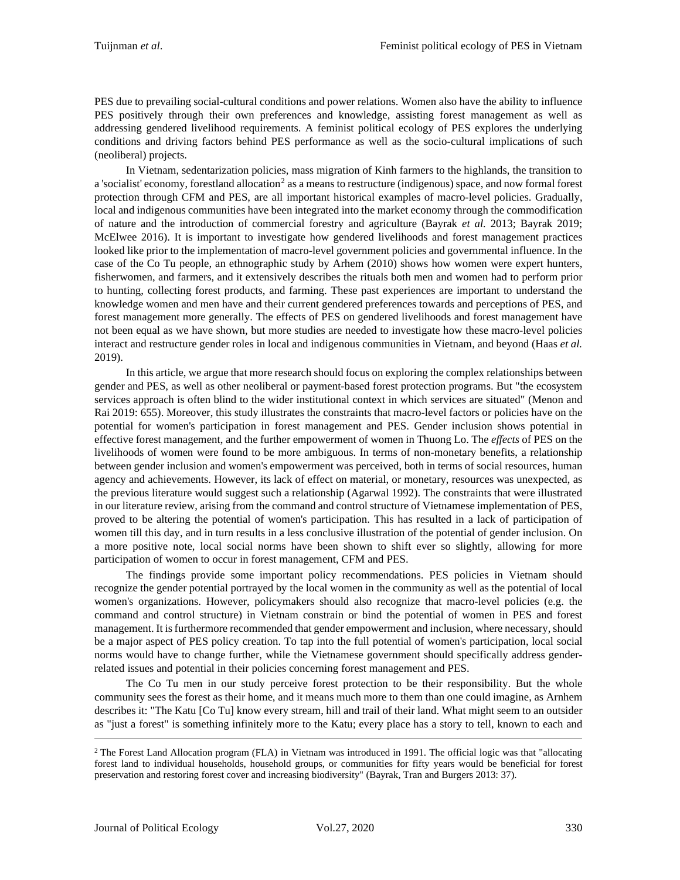PES due to prevailing social-cultural conditions and power relations. Women also have the ability to influence PES positively through their own preferences and knowledge, assisting forest management as well as addressing gendered livelihood requirements. A feminist political ecology of PES explores the underlying conditions and driving factors behind PES performance as well as the socio-cultural implications of such (neoliberal) projects.

In Vietnam, sedentarization policies, mass migration of Kinh farmers to the highlands, the transition to a 'socialist' economy, forestland allocation[2] as a means to restructure (indigenous) space, and now formal forest protection through CFM and PES, are all important historical examples of macro-level policies. Gradually, local and indigenous communities have been integrated into the market economy through the commodification of nature and the introduction of commercial forestry and agriculture (Bayrak *et al.* 2013; Bayrak 2019; McElwee 2016). It is important to investigate how gendered livelihoods and forest management practices looked like prior to the implementation of macro-level government policies and governmental influence. In the case of the Co Tu people, an ethnographic study by Arhem (2010) shows how women were expert hunters, fisherwomen, and farmers, and it extensively describes the rituals both men and women had to perform prior to hunting, collecting forest products, and farming. These past experiences are important to understand the knowledge women and men have and their current gendered preferences towards and perceptions of PES, and forest management more generally. The effects of PES on gendered livelihoods and forest management have not been equal as we have shown, but more studies are needed to investigate how these macro-level policies interact and restructure gender roles in local and indigenous communities in Vietnam, and beyond (Haas *et al.* 2019).

In this article, we argue that more research should focus on exploring the complex relationships between gender and PES, as well as other neoliberal or payment-based forest protection programs. But "the ecosystem services approach is often blind to the wider institutional context in which services are situated" (Menon and Rai 2019: 655). Moreover, this study illustrates the constraints that macro-level factors or policies have on the potential for women's participation in forest management and PES. Gender inclusion shows potential in effective forest management, and the further empowerment of women in Thuong Lo. The *effects* of PES on the livelihoods of women were found to be more ambiguous. In terms of non-monetary benefits, a relationship between gender inclusion and women's empowerment was perceived, both in terms of social resources, human agency and achievements. However, its lack of effect on material, or monetary, resources was unexpected, as the previous literature would suggest such a relationship (Agarwal 1992). The constraints that were illustrated in our literature review, arising from the command and control structure of Vietnamese implementation of PES, proved to be altering the potential of women's participation. This has resulted in a lack of participation of women till this day, and in turn results in a less conclusive illustration of the potential of gender inclusion. On a more positive note, local social norms have been shown to shift ever so slightly, allowing for more participation of women to occur in forest management, CFM and PES.

The findings provide some important policy recommendations. PES policies in Vietnam should recognize the gender potential portrayed by the local women in the community as well as the potential of local women's organizations. However, policymakers should also recognize that macro-level policies (e.g. the command and control structure) in Vietnam constrain or bind the potential of women in PES and forest management. It is furthermore recommended that gender empowerment and inclusion, where necessary, should be a major aspect of PES policy creation. To tap into the full potential of women's participation, local social norms would have to change further, while the Vietnamese government should specifically address gender-related issues and potential in their policies concerning forest management and PES.

The Co Tu men in our study perceive forest protection to be their responsibility. But the whole community sees the forest as their home, and it means much more to them than one could imagine, as Arnhem describes it: "The Katu [Co Tu] know every stream, hill and trail of their land. What might seem to an outsider as "just a forest" is something infinitely more to the Katu; every place has a story to tell, known to each and

[2] The Forest Land Allocation program (FLA) in Vietnam was introduced in 1991. The official logic was that "allocating forest land to individual households, household groups, or communities for fifty years would be beneficial for forest preservation and restoring forest cover and increasing biodiversity" (Bayrak, Tran and Burgers 2013: 37).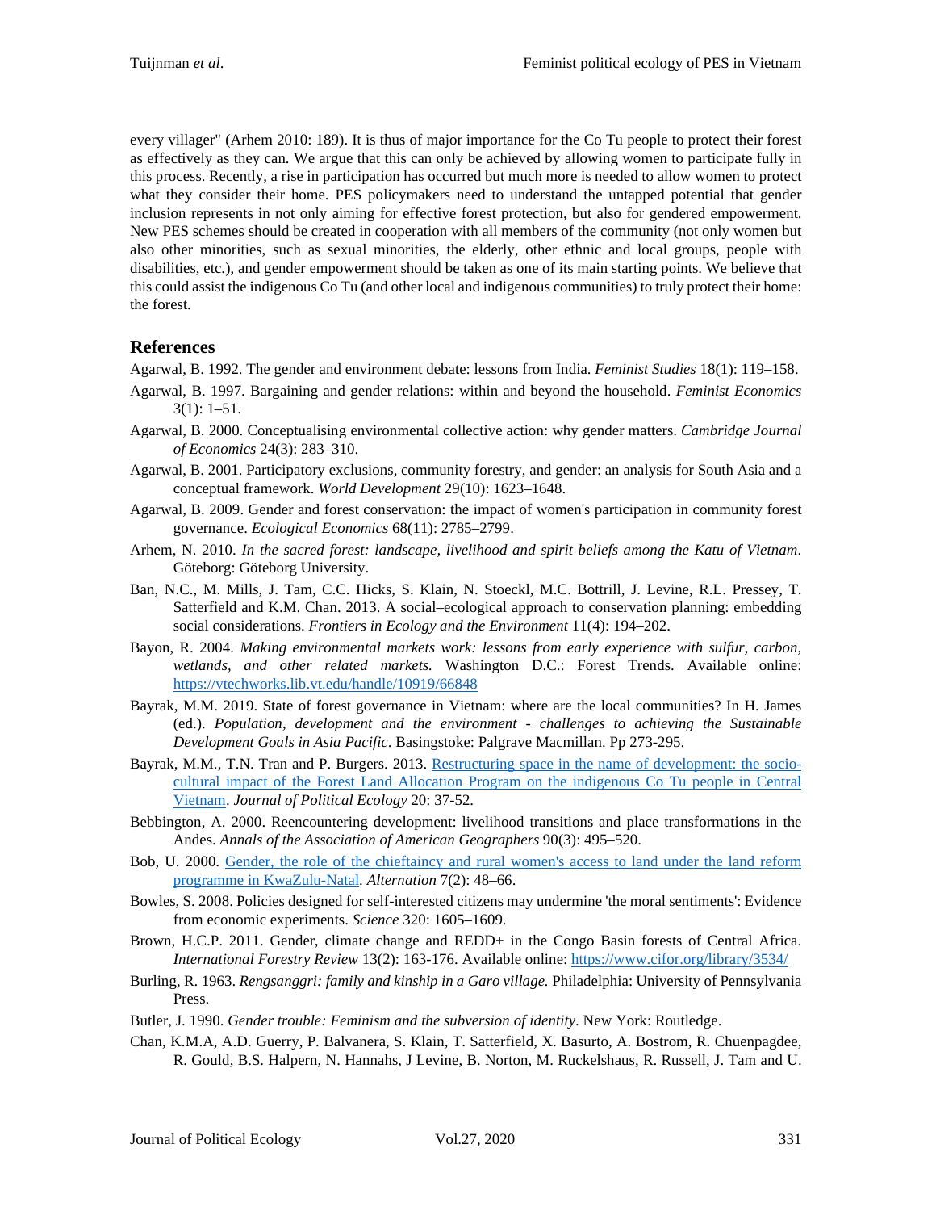every villager" (Arhem 2010: 189). It is thus of major importance for the Co Tu people to protect their forest as effectively as they can. We argue that this can only be achieved by allowing women to participate fully in this process. Recently, a rise in participation has occurred but much more is needed to allow women to protect what they consider their home. PES policymakers need to understand the untapped potential that gender inclusion represents in not only aiming for effective forest protection, but also for gendered empowerment. New PES schemes should be created in cooperation with all members of the community (not only women but also other minorities, such as sexual minorities, the elderly, other ethnic and local groups, people with disabilities, etc.), and gender empowerment should be taken as one of its main starting points. We believe that this could assist the indigenous Co Tu (and other local and indigenous communities) to truly protect their home: the forest.

## References

Agarwal, B. 1992. The gender and environment debate: lessons from India. *Feminist Studies* 18(1): 119–158.

Agarwal, B. 1997. Bargaining and gender relations: within and beyond the household. *Feminist Economics* 3(1): 1–51.

Agarwal, B. 2000. Conceptualising environmental collective action: why gender matters. *Cambridge Journal of Economics* 24(3): 283–310.

Agarwal, B. 2001. Participatory exclusions, community forestry, and gender: an analysis for South Asia and a conceptual framework. *World Development* 29(10): 1623–1648.

Agarwal, B. 2009. Gender and forest conservation: the impact of women's participation in community forest governance. *Ecological Economics* 68(11): 2785–2799.

Arhem, N. 2010. *In the sacred forest: landscape, livelihood and spirit beliefs among the Katu of Vietnam*. Göteborg: Göteborg University.

Ban, N.C., M. Mills, J. Tam, C.C. Hicks, S. Klain, N. Stoeckl, M.C. Bottrill, J. Levine, R.L. Pressey, T. Satterfield and K.M. Chan. 2013. A social–ecological approach to conservation planning: embedding social considerations. *Frontiers in Ecology and the Environment* 11(4): 194–202.

Bayon, R. 2004. *Making environmental markets work: lessons from early experience with sulfur, carbon, wetlands, and other related markets.* Washington D.C.: Forest Trends. Available online: https://vtechworks.lib.vt.edu/handle/10919/66848

Bayrak, M.M. 2019. State of forest governance in Vietnam: where are the local communities? In H. James (ed.). *Population, development and the environment - challenges to achieving the Sustainable Development Goals in Asia Pacific*. Basingstoke: Palgrave Macmillan. Pp 273-295.

Bayrak, M.M., T.N. Tran and P. Burgers. 2013. Restructuring space in the name of development: the socio-cultural impact of the Forest Land Allocation Program on the indigenous Co Tu people in Central Vietnam. *Journal of Political Ecology* 20: 37-52.

Bebbington, A. 2000. Reencountering development: livelihood transitions and place transformations in the Andes. *Annals of the Association of American Geographers* 90(3): 495–520.

Bob, U. 2000. Gender, the role of the chieftaincy and rural women's access to land under the land reform programme in KwaZulu-Natal. *Alternation* 7(2): 48–66.

Bowles, S. 2008. Policies designed for self-interested citizens may undermine 'the moral sentiments': Evidence from economic experiments. *Science* 320: 1605–1609.

Brown, H.C.P. 2011. Gender, climate change and REDD+ in the Congo Basin forests of Central Africa. *International Forestry Review* 13(2): 163-176. Available online: https://www.cifor.org/library/3534/

Burling, R. 1963. *Rengsanggri: family and kinship in a Garo village.* Philadelphia: University of Pennsylvania Press.

Butler, J. 1990. *Gender trouble: Feminism and the subversion of identity*. New York: Routledge.

Chan, K.M.A, A.D. Guerry, P. Balvanera, S. Klain, T. Satterfield, X. Basurto, A. Bostrom, R. Chuenpagdee, R. Gould, B.S. Halpern, N. Hannahs, J Levine, B. Norton, M. Ruckelshaus, R. Russell, J. Tam and U.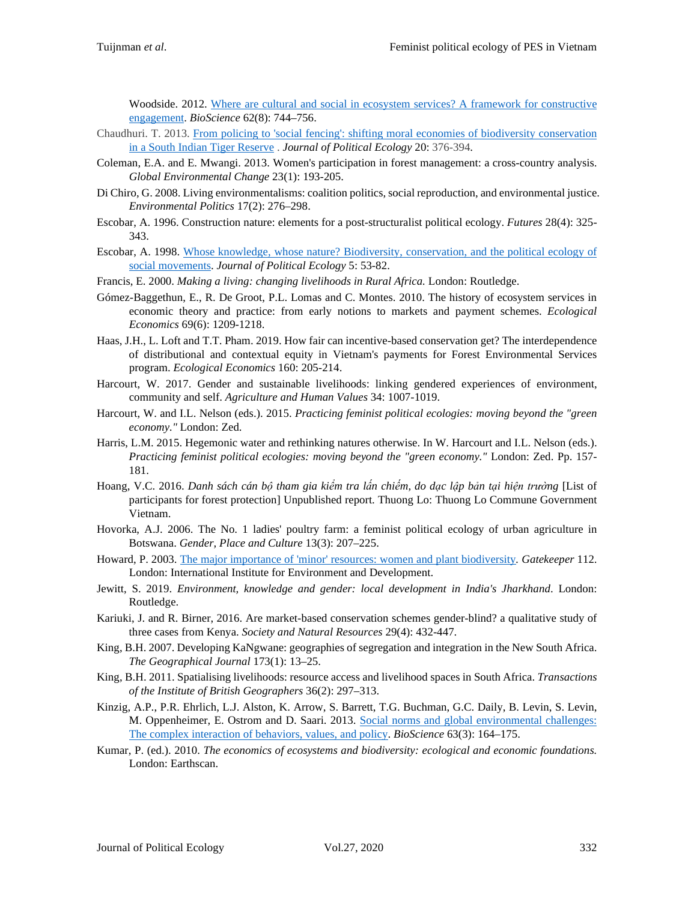Woodside. 2012. [Where are cultural and social in ecosystem services? A framework for constructive engagement](). *BioScience* 62(8): 744–756.

Chaudhuri. T. 2013. [From policing to 'social fencing': shifting moral economies of biodiversity conservation in a South Indian Tiger Reserve]() . *Journal of Political Ecology* 20: 376-394.

Coleman, E.A. and E. Mwangi. 2013. Women's participation in forest management: a cross-country analysis. *Global Environmental Change* 23(1): 193-205.

Di Chiro, G. 2008. Living environmentalisms: coalition politics, social reproduction, and environmental justice. *Environmental Politics* 17(2): 276–298.

Escobar, A. 1996. Construction nature: elements for a post-structuralist political ecology. *Futures* 28(4): 325-343.

Escobar, A. 1998. [Whose knowledge, whose nature? Biodiversity, conservation, and the political ecology of social movements](). *Journal of Political Ecology* 5: 53-82.

Francis, E. 2000. *Making a living: changing livelihoods in Rural Africa.* London: Routledge.

Gómez-Baggethun, E., R. De Groot, P.L. Lomas and C. Montes. 2010. The history of ecosystem services in economic theory and practice: from early notions to markets and payment schemes. *Ecological Economics* 69(6): 1209-1218.

Haas, J.H., L. Loft and T.T. Pham. 2019. How fair can incentive-based conservation get? The interdependence of distributional and contextual equity in Vietnam's payments for Forest Environmental Services program. *Ecological Economics* 160: 205-214.

Harcourt, W. 2017. Gender and sustainable livelihoods: linking gendered experiences of environment, community and self. *Agriculture and Human Values* 34: 1007-1019.

Harcourt, W. and I.L. Nelson (eds.). 2015. *Practicing feminist political ecologies: moving beyond the "green economy."* London: Zed.

Harris, L.M. 2015. Hegemonic water and rethinking natures otherwise. In W. Harcourt and I.L. Nelson (eds.). *Practicing feminist political ecologies: moving beyond the "green economy."* London: Zed. Pp. 157-181.

Hoang, V.C. 2016. *Danh sách cán bộ tham gia kiểm tra lấn chiếm, do dạc lập bản tại hiện trường* [List of participants for forest protection] Unpublished report. Thuong Lo: Thuong Lo Commune Government Vietnam.

Hovorka, A.J. 2006. The No. 1 ladies' poultry farm: a feminist political ecology of urban agriculture in Botswana. *Gender, Place and Culture* 13(3): 207–225.

Howard, P. 2003. [The major importance of 'minor' resources: women and plant biodiversity](). *Gatekeeper* 112. London: International Institute for Environment and Development.

Jewitt, S. 2019. *Environment, knowledge and gender: local development in India's Jharkhand*. London: Routledge.

Kariuki, J. and R. Birner, 2016. Are market-based conservation schemes gender-blind? a qualitative study of three cases from Kenya. *Society and Natural Resources* 29(4): 432-447.

King, B.H. 2007. Developing KaNgwane: geographies of segregation and integration in the New South Africa. *The Geographical Journal* 173(1): 13–25.

King, B.H. 2011. Spatialising livelihoods: resource access and livelihood spaces in South Africa. *Transactions of the Institute of British Geographers* 36(2): 297–313.

Kinzig, A.P., P.R. Ehrlich, L.J. Alston, K. Arrow, S. Barrett, T.G. Buchman, G.C. Daily, B. Levin, S. Levin, M. Oppenheimer, E. Ostrom and D. Saari. 2013. [Social norms and global environmental challenges: The complex interaction of behaviors, values, and policy](). *BioScience* 63(3): 164–175.

Kumar, P. (ed.). 2010. *The economics of ecosystems and biodiversity: ecological and economic foundations.* London: Earthscan.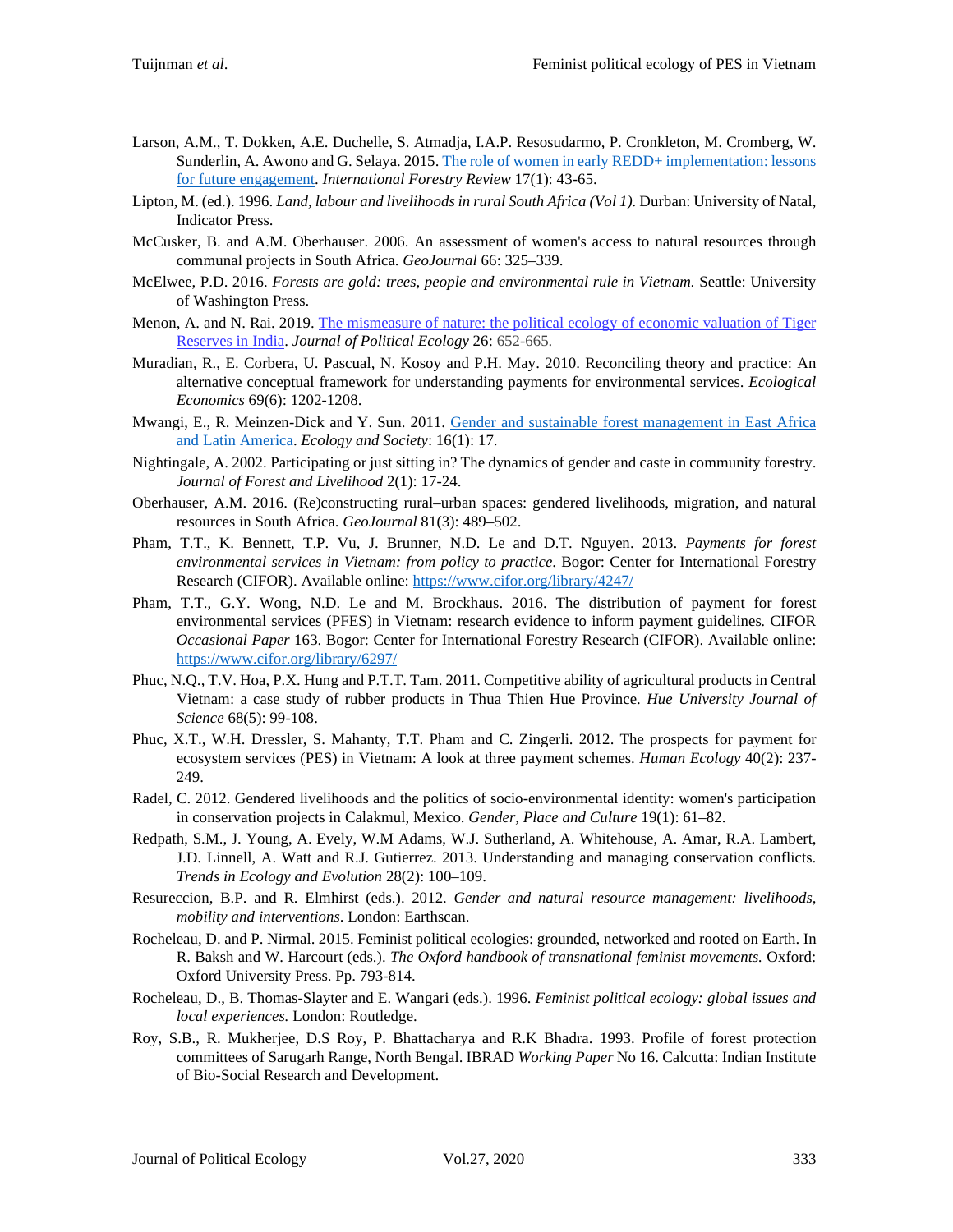Larson, A.M., T. Dokken, A.E. Duchelle, S. Atmadja, I.A.P. Resosudarmo, P. Cronkleton, M. Cromberg, W. Sunderlin, A. Awono and G. Selaya. 2015. The role of women in early REDD+ implementation: lessons for future engagement. *International Forestry Review* 17(1): 43-65.

Lipton, M. (ed.). 1996. *Land, labour and livelihoods in rural South Africa (Vol 1).* Durban: University of Natal, Indicator Press.

McCusker, B. and A.M. Oberhauser. 2006. An assessment of women's access to natural resources through communal projects in South Africa. *GeoJournal* 66: 325–339.

McElwee, P.D. 2016. *Forests are gold: trees, people and environmental rule in Vietnam.* Seattle: University of Washington Press.

Menon, A. and N. Rai. 2019. The mismeasure of nature: the political ecology of economic valuation of Tiger Reserves in India. *Journal of Political Ecology* 26: 652-665.

Muradian, R., E. Corbera, U. Pascual, N. Kosoy and P.H. May. 2010. Reconciling theory and practice: An alternative conceptual framework for understanding payments for environmental services. *Ecological Economics* 69(6): 1202-1208.

Mwangi, E., R. Meinzen-Dick and Y. Sun. 2011. Gender and sustainable forest management in East Africa and Latin America. *Ecology and Society*: 16(1): 17.

Nightingale, A. 2002. Participating or just sitting in? The dynamics of gender and caste in community forestry. *Journal of Forest and Livelihood* 2(1): 17-24.

Oberhauser, A.M. 2016. (Re)constructing rural–urban spaces: gendered livelihoods, migration, and natural resources in South Africa. *GeoJournal* 81(3): 489–502.

Pham, T.T., K. Bennett, T.P. Vu, J. Brunner, N.D. Le and D.T. Nguyen. 2013. *Payments for forest environmental services in Vietnam: from policy to practice*. Bogor: Center for International Forestry Research (CIFOR). Available online: https://www.cifor.org/library/4247/

Pham, T.T., G.Y. Wong, N.D. Le and M. Brockhaus. 2016. The distribution of payment for forest environmental services (PFES) in Vietnam: research evidence to inform payment guidelines. CIFOR *Occasional Paper* 163. Bogor: Center for International Forestry Research (CIFOR). Available online: https://www.cifor.org/library/6297/

Phuc, N.Q., T.V. Hoa, P.X. Hung and P.T.T. Tam. 2011. Competitive ability of agricultural products in Central Vietnam: a case study of rubber products in Thua Thien Hue Province. *Hue University Journal of Science* 68(5): 99-108.

Phuc, X.T., W.H. Dressler, S. Mahanty, T.T. Pham and C. Zingerli. 2012. The prospects for payment for ecosystem services (PES) in Vietnam: A look at three payment schemes. *Human Ecology* 40(2): 237-249.

Radel, C. 2012. Gendered livelihoods and the politics of socio-environmental identity: women's participation in conservation projects in Calakmul, Mexico. *Gender, Place and Culture* 19(1): 61–82.

Redpath, S.M., J. Young, A. Evely, W.M Adams, W.J. Sutherland, A. Whitehouse, A. Amar, R.A. Lambert, J.D. Linnell, A. Watt and R.J. Gutierrez. 2013. Understanding and managing conservation conflicts. *Trends in Ecology and Evolution* 28(2): 100–109.

Resureccion, B.P. and R. Elmhirst (eds.). 2012. *Gender and natural resource management: livelihoods, mobility and interventions*. London: Earthscan.

Rocheleau, D. and P. Nirmal. 2015. Feminist political ecologies: grounded, networked and rooted on Earth. In R. Baksh and W. Harcourt (eds.). *The Oxford handbook of transnational feminist movements.* Oxford: Oxford University Press. Pp. 793-814.

Rocheleau, D., B. Thomas-Slayter and E. Wangari (eds.). 1996. *Feminist political ecology: global issues and local experiences.* London: Routledge.

Roy, S.B., R. Mukherjee, D.S Roy, P. Bhattacharya and R.K Bhadra. 1993. Profile of forest protection committees of Sarugarh Range, North Bengal. IBRAD *Working Paper* No 16. Calcutta: Indian Institute of Bio-Social Research and Development.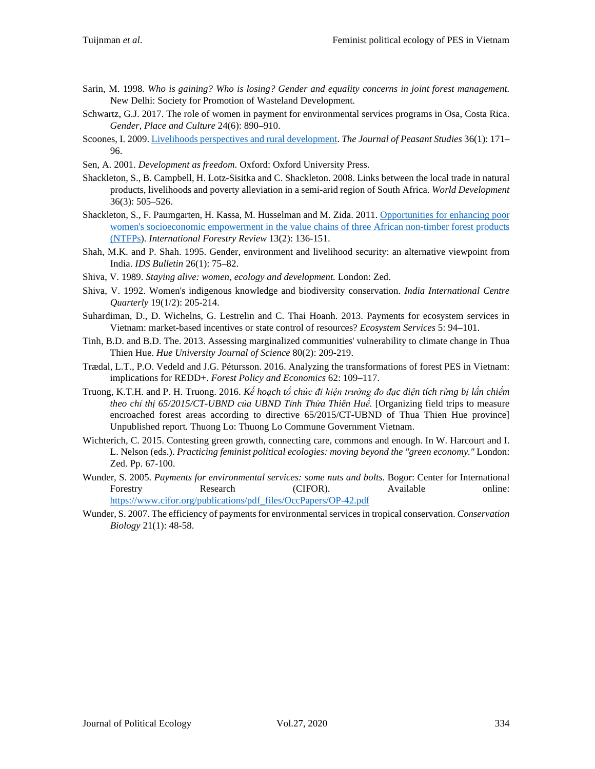Sarin, M. 1998. *Who is gaining? Who is losing? Gender and equality concerns in joint forest management.* New Delhi: Society for Promotion of Wasteland Development.

Schwartz, G.J. 2017. The role of women in payment for environmental services programs in Osa, Costa Rica. *Gender, Place and Culture* 24(6): 890–910.

Scoones, I. 2009. [Livelihoods perspectives and rural development](). *The Journal of Peasant Studies* 36(1): 171–96.

Sen, A. 2001. *Development as freedom.* Oxford: Oxford University Press.

Shackleton, S., B. Campbell, H. Lotz-Sisitka and C. Shackleton. 2008. Links between the local trade in natural products, livelihoods and poverty alleviation in a semi-arid region of South Africa. *World Development* 36(3): 505–526.

Shackleton, S., F. Paumgarten, H. Kassa, M. Husselman and M. Zida. 2011. [Opportunities for enhancing poor women's socioeconomic empowerment in the value chains of three African non-timber forest products (NTFPs)](). *International Forestry Review* 13(2): 136-151.

Shah, M.K. and P. Shah. 1995. Gender, environment and livelihood security: an alternative viewpoint from India. *IDS Bulletin* 26(1): 75–82.

Shiva, V. 1989. *Staying alive: women, ecology and development.* London: Zed.

Shiva, V. 1992. Women's indigenous knowledge and biodiversity conservation. *India International Centre Quarterly* 19(1/2): 205-214.

Suhardiman, D., D. Wichelns, G. Lestrelin and C. Thai Hoanh. 2013. Payments for ecosystem services in Vietnam: market-based incentives or state control of resources? *Ecosystem Services* 5: 94–101.

Tinh, B.D. and B.D. The. 2013. Assessing marginalized communities' vulnerability to climate change in Thua Thien Hue. *Hue University Journal of Science* 80(2): 209-219.

Trædal, L.T., P.O. Vedeld and J.G. Pétursson. 2016. Analyzing the transformations of forest PES in Vietnam: implications for REDD+. *Forest Policy and Economics* 62: 109–117.

Truong, K.T.H. and P. H. Truong. 2016. *Kế hoạch tổ chức đi hiện trường đo đạc diện tích rừng bị lấn chiếm theo chỉ thị 65/2015/CT-UBND của UBND Tỉnh Thừa Thiên Huế.* [Organizing field trips to measure encroached forest areas according to directive 65/2015/CT-UBND of Thua Thien Hue province] Unpublished report. Thuong Lo: Thuong Lo Commune Government Vietnam.

Wichterich, C. 2015. Contesting green growth, connecting care, commons and enough. In W. Harcourt and I. L. Nelson (eds.). *Practicing feminist political ecologies: moving beyond the "green economy."* London: Zed. Pp. 67-100.

Wunder, S. 2005. *Payments for environmental services: some nuts and bolts.* Bogor: Center for International Forestry Research (CIFOR). Available online: https://www.cifor.org/publications/pdf_files/OccPapers/OP-42.pdf

Wunder, S. 2007. The efficiency of payments for environmental services in tropical conservation. *Conservation Biology* 21(1): 48-58.